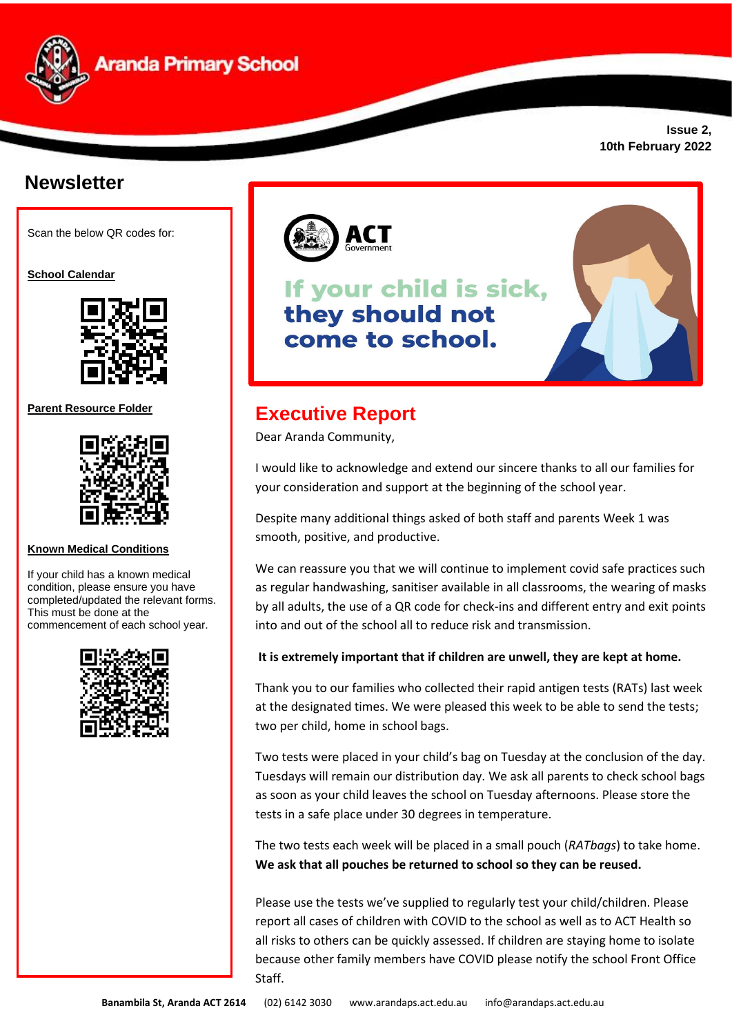# Aranda Primary School

**Issue 2,**
**10th February 2022**

## Newsletter

Scan the below QR codes for:

**School Calendar**

**Parent Resource Folder**

**Known Medical Conditions**

If your child has a known medical condition, please ensure you have completed/updated the relevant forms. This must be done at the commencement of each school year.

ACT Government

If your child is sick, they should not come to school.

## Executive Report

Dear Aranda Community,

I would like to acknowledge and extend our sincere thanks to all our families for your consideration and support at the beginning of the school year.

Despite many additional things asked of both staff and parents Week 1 was smooth, positive, and productive.

We can reassure you that we will continue to implement covid safe practices such as regular handwashing, sanitiser available in all classrooms, the wearing of masks by all adults, the use of a QR code for check-ins and different entry and exit points into and out of the school all to reduce risk and transmission.

**It is extremely important that if children are unwell, they are kept at home.**

Thank you to our families who collected their rapid antigen tests (RATs) last week at the designated times. We were pleased this week to be able to send the tests; two per child, home in school bags.

Two tests were placed in your child's bag on Tuesday at the conclusion of the day. Tuesdays will remain our distribution day. We ask all parents to check school bags as soon as your child leaves the school on Tuesday afternoons. Please store the tests in a safe place under 30 degrees in temperature.

The two tests each week will be placed in a small pouch (*RATbags*) to take home. **We ask that all pouches be returned to school so they can be reused.**

Please use the tests we've supplied to regularly test your child/children. Please report all cases of children with COVID to the school as well as to ACT Health so all risks to others can be quickly assessed. If children are staying home to isolate because other family members have COVID please notify the school Front Office Staff.

**Banambila St, Aranda ACT 2614** (02) 6142 3030 www.arandaps.act.edu.au info@arandaps.act.edu.au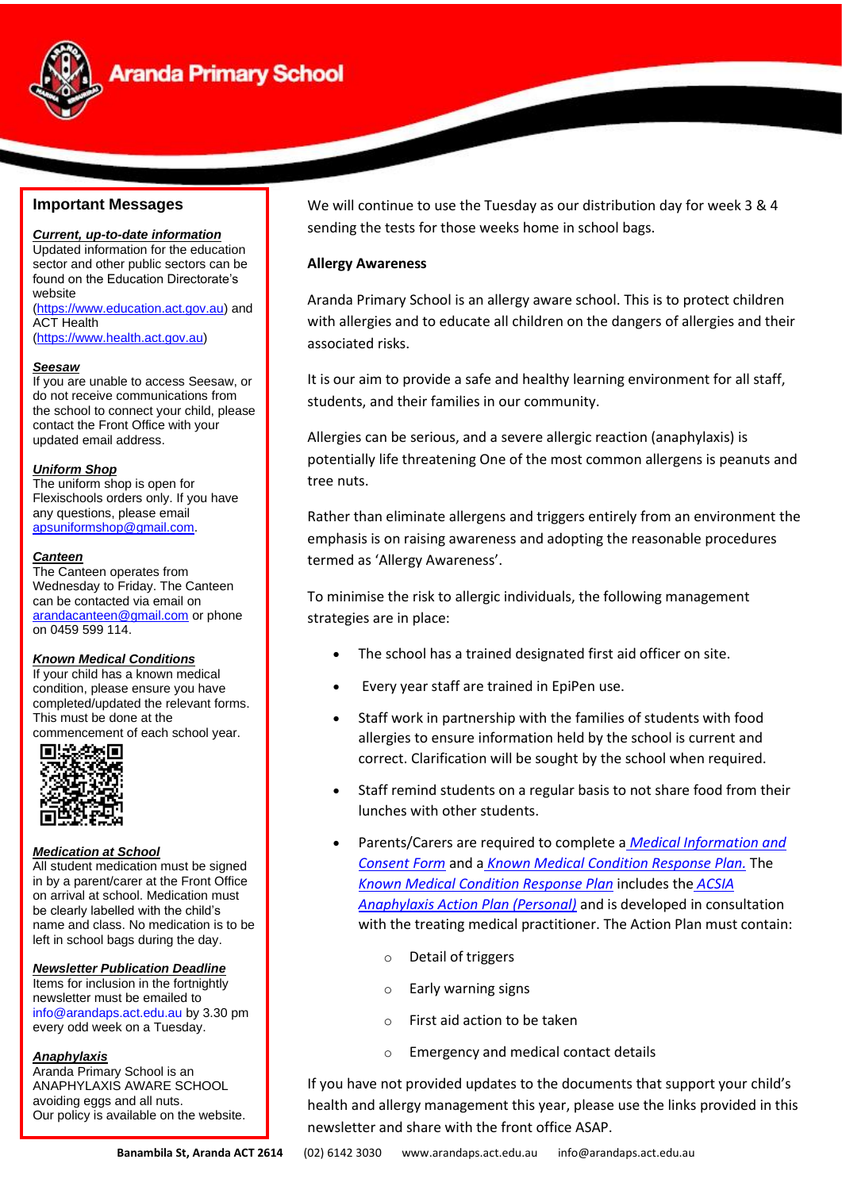## Important Messages

***Current, up-to-date information***
Updated information for the education sector and other public sectors can be found on the Education Directorate's website (https://www.education.act.gov.au) and ACT Health (https://www.health.act.gov.au)

***Seesaw***
If you are unable to access Seesaw, or do not receive communications from the school to connect your child, please contact the Front Office with your updated email address.

***Uniform Shop***
The uniform shop is open for Flexischools orders only. If you have any questions, please email apsuniformshop@gmail.com.

***Canteen***
The Canteen operates from Wednesday to Friday. The Canteen can be contacted via email on arandacanteen@gmail.com or phone on 0459 599 114.

***Known Medical Conditions***
If your child has a known medical condition, please ensure you have completed/updated the relevant forms. This must be done at the commencement of each school year.

***Medication at School***
All student medication must be signed in by a parent/carer at the Front Office on arrival at school. Medication must be clearly labelled with the child's name and class. No medication is to be left in school bags during the day.

***Newsletter Publication Deadline***
Items for inclusion in the fortnightly newsletter must be emailed to info@arandaps.act.edu.au by 3.30 pm every odd week on a Tuesday.

***Anaphylaxis***
Aranda Primary School is an ANAPHYLAXIS AWARE SCHOOL avoiding eggs and all nuts.
Our policy is available on the website.

---

We will continue to use the Tuesday as our distribution day for week 3 & 4 sending the tests for those weeks home in school bags.

**Allergy Awareness**

Aranda Primary School is an allergy aware school. This is to protect children with allergies and to educate all children on the dangers of allergies and their associated risks.

It is our aim to provide a safe and healthy learning environment for all staff, students, and their families in our community.

Allergies can be serious, and a severe allergic reaction (anaphylaxis) is potentially life threatening One of the most common allergens is peanuts and tree nuts.

Rather than eliminate allergens and triggers entirely from an environment the emphasis is on raising awareness and adopting the reasonable procedures termed as 'Allergy Awareness'.

To minimise the risk to allergic individuals, the following management strategies are in place:

- The school has a trained designated first aid officer on site.
- Every year staff are trained in EpiPen use.
- Staff work in partnership with the families of students with food allergies to ensure information held by the school is current and correct. Clarification will be sought by the school when required.
- Staff remind students on a regular basis to not share food from their lunches with other students.
- Parents/Carers are required to complete a *Medical Information and Consent Form* and a *Known Medical Condition Response Plan.* The *Known Medical Condition Response Plan* includes the *ACSIA Anaphylaxis Action Plan (Personal)* and is developed in consultation with the treating medical practitioner. The Action Plan must contain:
  - Detail of triggers
  - Early warning signs
  - First aid action to be taken
  - Emergency and medical contact details

If you have not provided updates to the documents that support your child's health and allergy management this year, please use the links provided in this newsletter and share with the front office ASAP.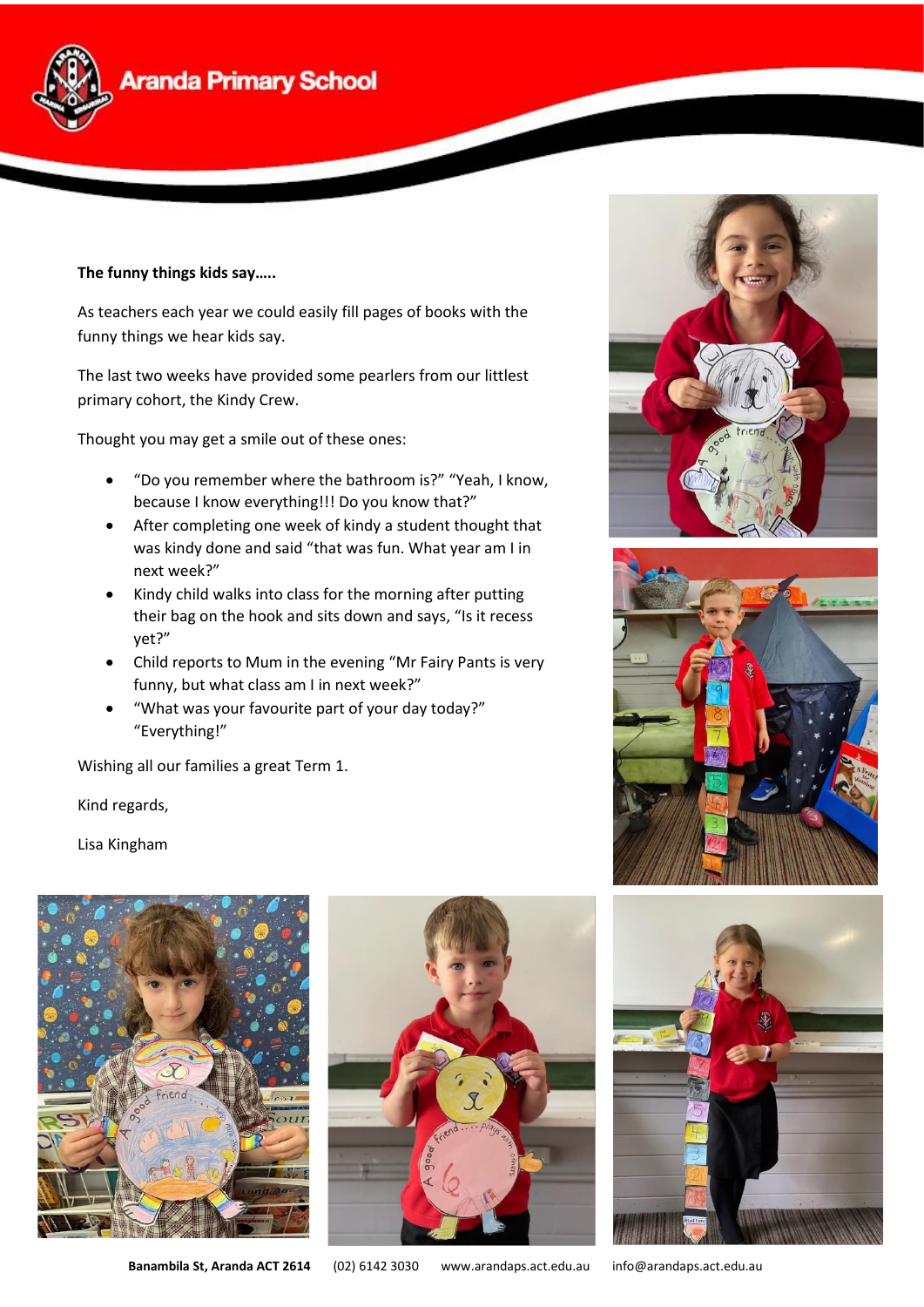**The funny things kids say…..**

As teachers each year we could easily fill pages of books with the funny things we hear kids say.

The last two weeks have provided some pearlers from our littlest primary cohort, the Kindy Crew.

Thought you may get a smile out of these ones:

- "Do you remember where the bathroom is?" "Yeah, I know, because I know everything!!! Do you know that?"
- After completing one week of kindy a student thought that was kindy done and said "that was fun. What year am I in next week?"
- Kindy child walks into class for the morning after putting their bag on the hook and sits down and says, "Is it recess yet?"
- Child reports to Mum in the evening "Mr Fairy Pants is very funny, but what class am I in next week?"
- "What was your favourite part of your day today?" "Everything!"

Wishing all our families a great Term 1.

Kind regards,

Lisa Kingham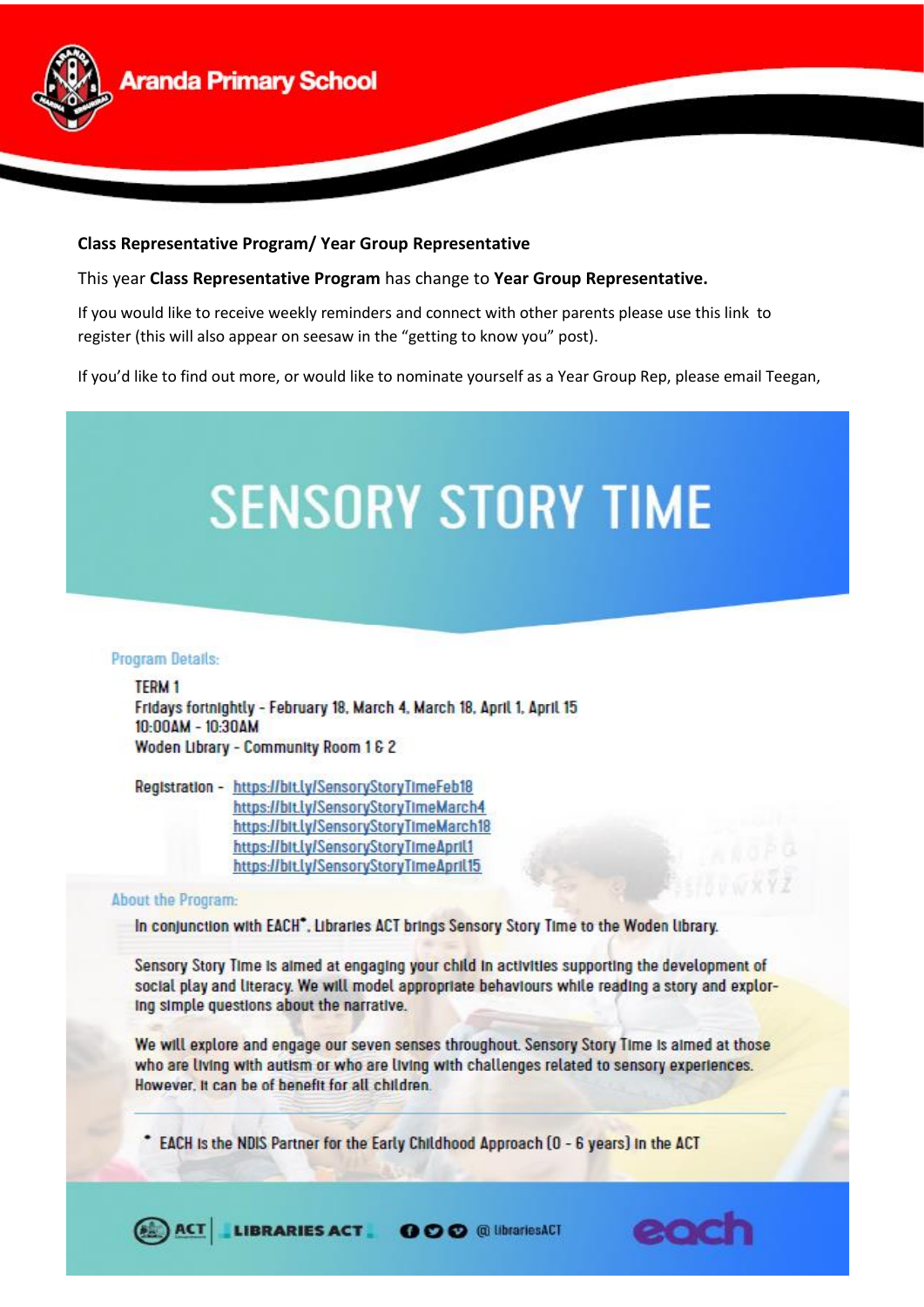**Class Representative Program/ Year Group Representative**

This year **Class Representative Program** has change to **Year Group Representative.**

If you would like to receive weekly reminders and connect with other parents please use this link to register (this will also appear on seesaw in the "getting to know you" post).

If you'd like to find out more, or would like to nominate yourself as a Year Group Rep, please email Teegan,

# SENSORY STORY TIME

Program Details:

TERM 1
Fridays fortnightly - February 18, March 4, March 18, April 1, April 15
10:00AM - 10:30AM
Woden Library - Community Room 1 & 2

Registration - https://bit.ly/SensoryStoryTimeFeb18
https://bit.ly/SensoryStoryTimeMarch4
https://bit.ly/SensoryStoryTimeMarch18
https://bit.ly/SensoryStoryTimeApril1
https://bit.ly/SensoryStoryTimeApril15

About the Program:

In conjunction with EACH*, Libraries ACT brings Sensory Story Time to the Woden Library.

Sensory Story Time is aimed at engaging your child in activities supporting the development of social play and literacy. We will model appropriate behaviours while reading a story and exploring simple questions about the narrative.

We will explore and engage our seven senses throughout. Sensory Story Time is aimed at those who are living with autism or who are living with challenges related to sensory experiences. However, it can be of benefit for all children.

* EACH is the NDIS Partner for the Early Childhood Approach (0 - 6 years) in the ACT

ACT | LIBRARIES ACT @ librariesACT

each